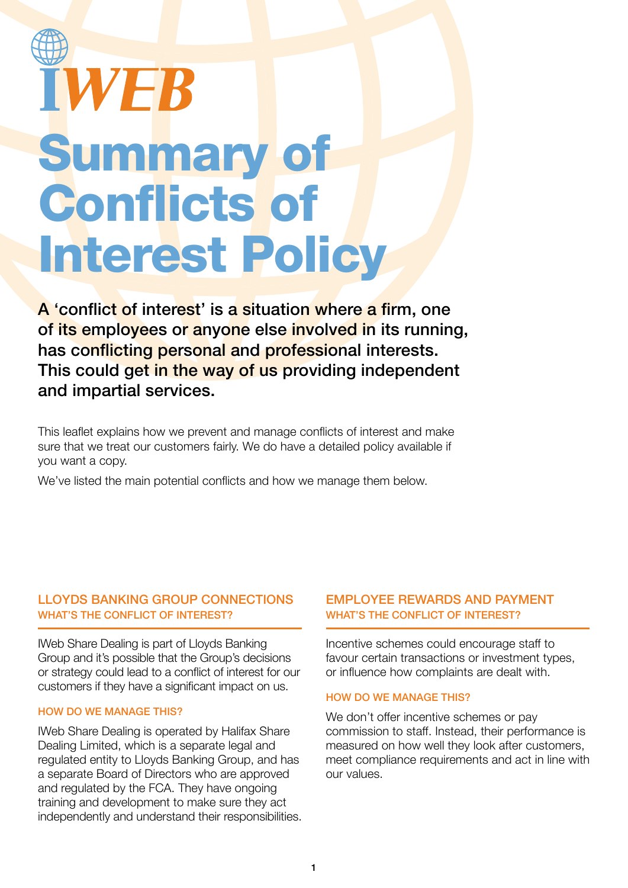IWEB

# Summary of Conflicts of Interest Policy

**A 'conflict of interest' is a situation where a firm, one of its employees or anyone else involved in its running, has conflicting personal and professional interests. This could get in the way of us providing independent and impartial services.**

This leaflet explains how we prevent and manage conflicts of interest and make sure that we treat our customers fairly. We do have a detailed policy available if you want a copy.

We've listed the main potential conflicts and how we manage them below.

## LLOYDS BANKING GROUP CONNECTIONS

### WHAT'S THE CONFLICT OF INTEREST?

IWeb Share Dealing is part of Lloyds Banking Group and it's possible that the Group's decisions or strategy could lead to a conflict of interest for our customers if they have a significant impact on us.

### HOW DO WE MANAGE THIS?

IWeb Share Dealing is operated by Halifax Share Dealing Limited, which is a separate legal and regulated entity to Lloyds Banking Group, and has a separate Board of Directors who are approved and regulated by the FCA. They have ongoing training and development to make sure they act independently and understand their responsibilities.

## EMPLOYEE REWARDS AND PAYMENT

### WHAT'S THE CONFLICT OF INTEREST?

Incentive schemes could encourage staff to favour certain transactions or investment types, or influence how complaints are dealt with.

### HOW DO WE MANAGE THIS?

We don't offer incentive schemes or pay commission to staff. Instead, their performance is measured on how well they look after customers, meet compliance requirements and act in line with our values.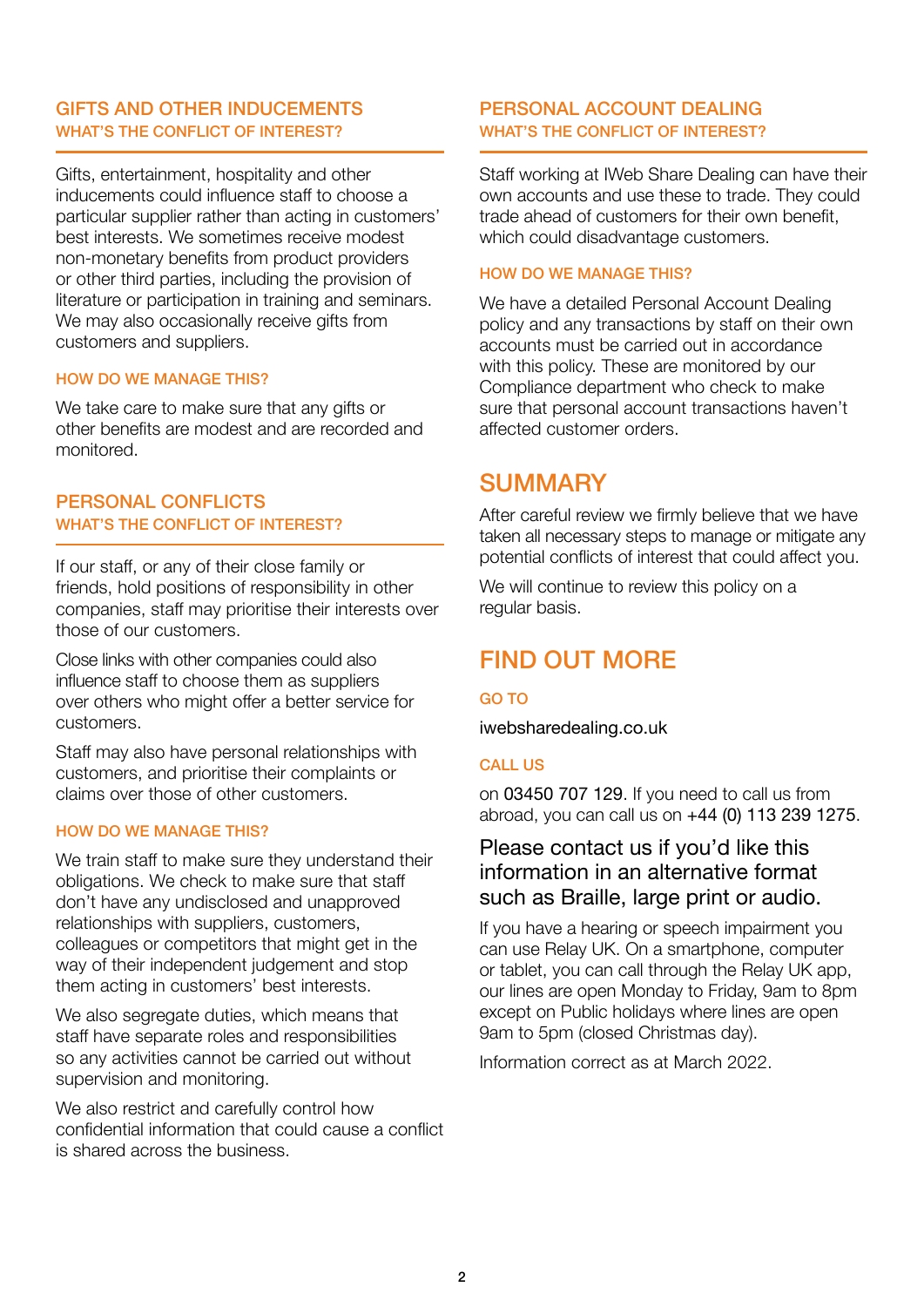## GIFTS AND OTHER INDUCEMENTS

### WHAT'S THE CONFLICT OF INTEREST?

Gifts, entertainment, hospitality and other inducements could influence staff to choose a particular supplier rather than acting in customers' best interests. We sometimes receive modest non-monetary benefits from product providers or other third parties, including the provision of literature or participation in training and seminars. We may also occasionally receive gifts from customers and suppliers.

### HOW DO WE MANAGE THIS?

We take care to make sure that any gifts or other benefits are modest and are recorded and monitored.

## PERSONAL CONFLICTS

### WHAT'S THE CONFLICT OF INTEREST?

If our staff, or any of their close family or friends, hold positions of responsibility in other companies, staff may prioritise their interests over those of our customers.

Close links with other companies could also influence staff to choose them as suppliers over others who might offer a better service for customers.

Staff may also have personal relationships with customers, and prioritise their complaints or claims over those of other customers.

### HOW DO WE MANAGE THIS?

We train staff to make sure they understand their obligations. We check to make sure that staff don't have any undisclosed and unapproved relationships with suppliers, customers, colleagues or competitors that might get in the way of their independent judgement and stop them acting in customers' best interests.

We also segregate duties, which means that staff have separate roles and responsibilities so any activities cannot be carried out without supervision and monitoring.

We also restrict and carefully control how confidential information that could cause a conflict is shared across the business.

## PERSONAL ACCOUNT DEALING

### WHAT'S THE CONFLICT OF INTEREST?

Staff working at IWeb Share Dealing can have their own accounts and use these to trade. They could trade ahead of customers for their own benefit, which could disadvantage customers.

### HOW DO WE MANAGE THIS?

We have a detailed Personal Account Dealing policy and any transactions by staff on their own accounts must be carried out in accordance with this policy. These are monitored by our Compliance department who check to make sure that personal account transactions haven't affected customer orders.

## SUMMARY

After careful review we firmly believe that we have taken all necessary steps to manage or mitigate any potential conflicts of interest that could affect you.

We will continue to review this policy on a regular basis.

## FIND OUT MORE

### GO TO

iwebsharedealing.co.uk

### CALL US

on 03450 707 129. If you need to call us from abroad, you can call us on +44 (0) 113 239 1275.

### Please contact us if you'd like this information in an alternative format such as Braille, large print or audio.

If you have a hearing or speech impairment you can use Relay UK. On a smartphone, computer or tablet, you can call through the Relay UK app, our lines are open Monday to Friday, 9am to 8pm except on Public holidays where lines are open 9am to 5pm (closed Christmas day).

Information correct as at March 2022.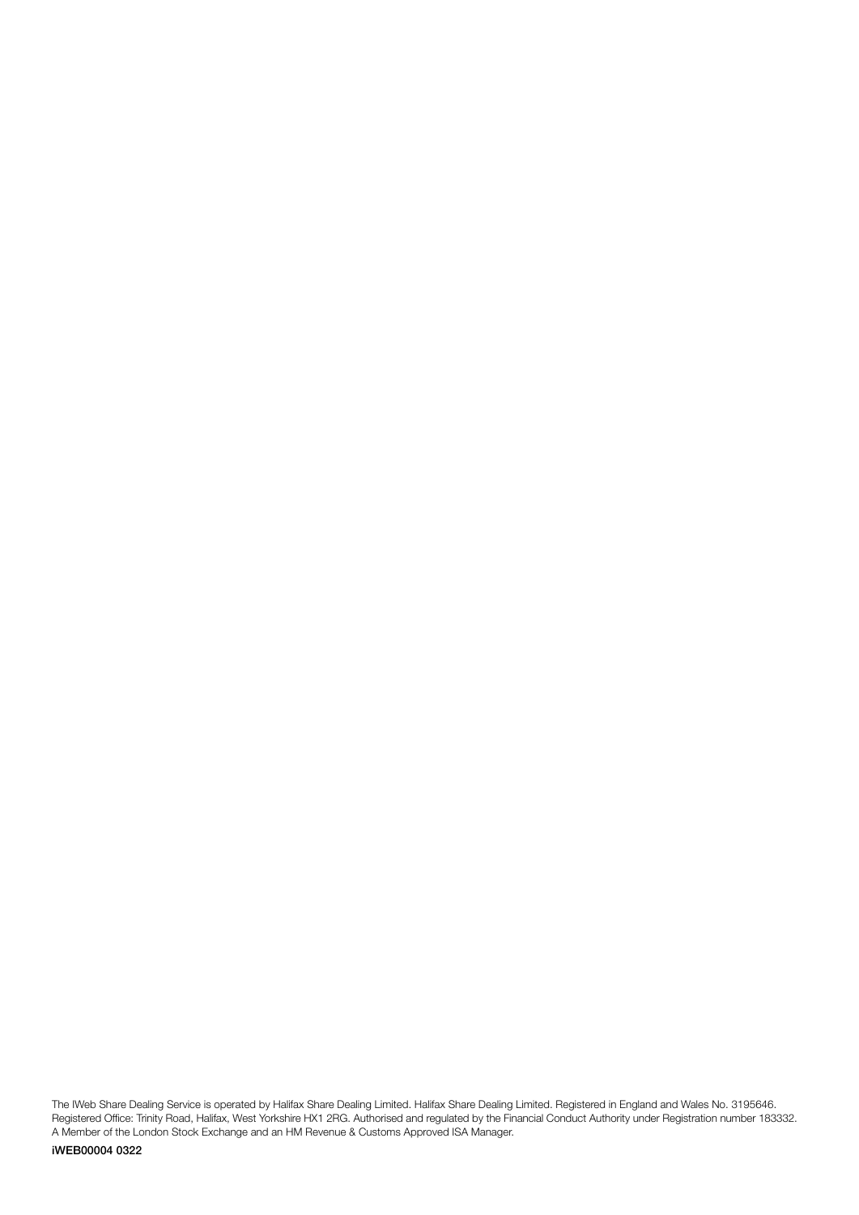The IWeb Share Dealing Service is operated by Halifax Share Dealing Limited. Halifax Share Dealing Limited. Registered in England and Wales No. 3195646. Registered Office: Trinity Road, Halifax, West Yorkshire HX1 2RG. Authorised and regulated by the Financial Conduct Authority under Registration number 183332. A Member of the London Stock Exchange and an HM Revenue & Customs Approved ISA Manager.

**iWEB00004 0322**